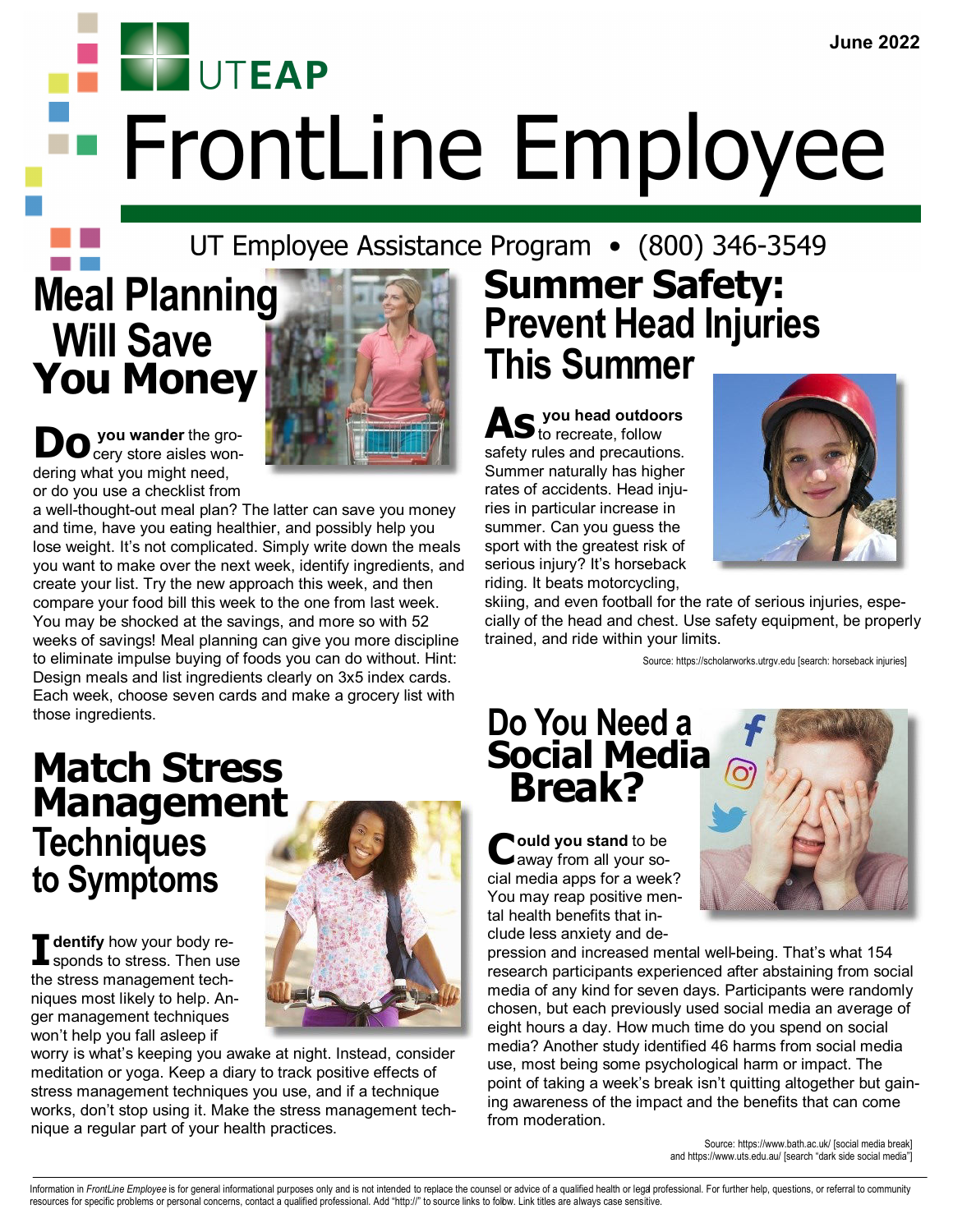June 2022

UTEAP

# FrontLine Employee

UT Employee Assistance Program • (800) 346-3549

## Meal Planning Will Save You Money

**Do you wander** the grocery store aisles wondering what you might need, or do you use a checklist from a well-thought-out meal plan? The latter can save you money and time, have you eating healthier, and possibly help you lose weight. It's not complicated. Simply write down the meals you want to make over the next week, identify ingredients, and create your list. Try the new approach this week, and then compare your food bill this week to the one from last week. You may be shocked at the savings, and more so with 52 weeks of savings! Meal planning can give you more discipline to eliminate impulse buying of foods you can do without. Hint: Design meals and list ingredients clearly on 3x5 index cards. Each week, choose seven cards and make a grocery list with those ingredients.

## Match Stress Management Techniques to Symptoms

**Identify** how your body responds to stress. Then use the stress management techniques most likely to help. Anger management techniques won't help you fall asleep if worry is what's keeping you awake at night. Instead, consider meditation or yoga. Keep a diary to track positive effects of stress management techniques you use, and if a technique works, don't stop using it. Make the stress management technique a regular part of your health practices.

## Summer Safety: Prevent Head Injuries This Summer

**As you head outdoors** to recreate, follow safety rules and precautions. Summer naturally has higher rates of accidents. Head injuries in particular increase in summer. Can you guess the sport with the greatest risk of serious injury? It's horseback riding. It beats motorcycling, skiing, and even football for the rate of serious injuries, especially of the head and chest. Use safety equipment, be properly trained, and ride within your limits.

Source: https://scholarworks.utrgv.edu [search: horseback injuries]

## Do You Need a Social Media Break?

**Could you stand** to be away from all your social media apps for a week? You may reap positive mental health benefits that include less anxiety and depression and increased mental well-being. That's what 154 research participants experienced after abstaining from social media of any kind for seven days. Participants were randomly chosen, but each previously used social media an average of eight hours a day. How much time do you spend on social media? Another study identified 46 harms from social media use, most being some psychological harm or impact. The point of taking a week's break isn't quitting altogether but gaining awareness of the impact and the benefits that can come from moderation.

Source: https://www.bath.ac.uk/ [social media break] and https://www.uts.edu.au/ [search "dark side social media"]

Information in *FrontLine Employee* is for general informational purposes only and is not intended to replace the counsel or advice of a qualified health or legal professional. For further help, questions, or referral to community resources for specific problems or personal concerns, contact a qualified professional. Add "http://" to source links to follow. Link titles are always case sensitive.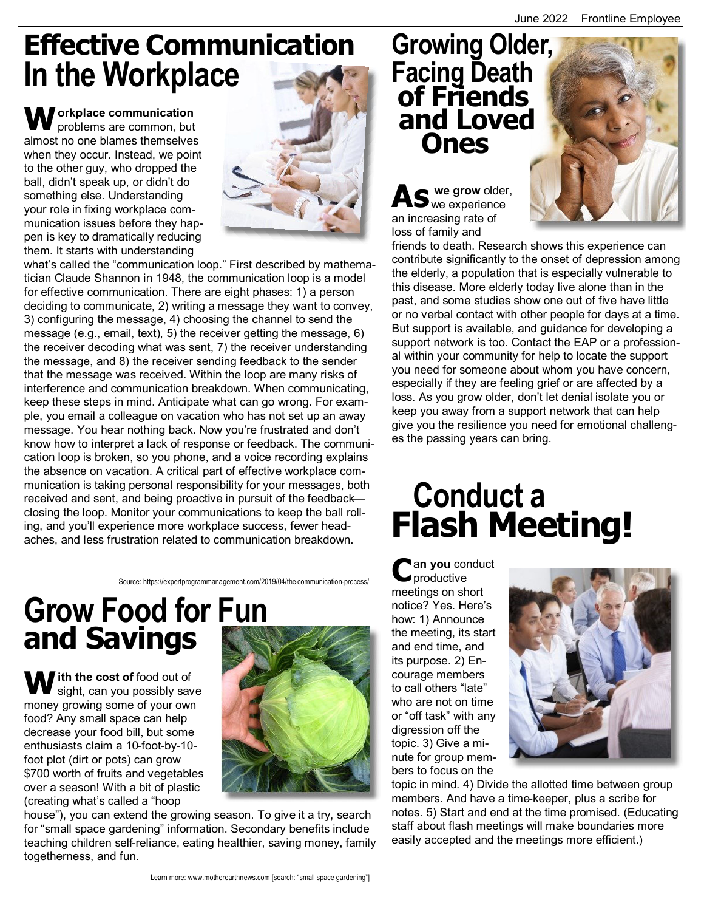# Effective Communication In the Workplace

**Workplace communication** problems are common, but almost no one blames themselves when they occur. Instead, we point to the other guy, who dropped the ball, didn't speak up, or didn't do something else. Understanding your role in fixing workplace communication issues before they happen is key to dramatically reducing them. It starts with understanding what's called the "communication loop." First described by mathematician Claude Shannon in 1948, the communication loop is a model for effective communication. There are eight phases: 1) a person deciding to communicate, 2) writing a message they want to convey, 3) configuring the message, 4) choosing the channel to send the message (e.g., email, text), 5) the receiver getting the message, 6) the receiver decoding what was sent, 7) the receiver understanding the message, and 8) the receiver sending feedback to the sender that the message was received. Within the loop are many risks of interference and communication breakdown. When communicating, keep these steps in mind. Anticipate what can go wrong. For example, you email a colleague on vacation who has not set up an away message. You hear nothing back. Now you're frustrated and don't know how to interpret a lack of response or feedback. The communication loop is broken, so you phone, and a voice recording explains the absence on vacation. A critical part of effective workplace communication is taking personal responsibility for your messages, both received and sent, and being proactive in pursuit of the feedback—closing the loop. Monitor your communications to keep the ball rolling, and you'll experience more workplace success, fewer headaches, and less frustration related to communication breakdown.

Source: https://expertprogrammanagement.com/2019/04/the-communication-process/

# Grow Food for Fun and Savings

**With the cost of** food out of sight, can you possibly save money growing some of your own food? Any small space can help decrease your food bill, but some enthusiasts claim a 10-foot-by-10-foot plot (dirt or pots) can grow $700 worth of fruits and vegetables over a season! With a bit of plastic (creating what's called a "hoop house"), you can extend the growing season. To give it a try, search for "small space gardening" information. Secondary benefits include teaching children self-reliance, eating healthier, saving money, family togetherness, and fun.

Learn more: www.motherearthnews.com [search: "small space gardening"]

# Growing Older, Facing Death of Friends and Loved Ones

**As we grow** older, we experience an increasing rate of loss of family and friends to death. Research shows this experience can contribute significantly to the onset of depression among the elderly, a population that is especially vulnerable to this disease. More elderly today live alone than in the past, and some studies show one out of five have little or no verbal contact with other people for days at a time. But support is available, and guidance for developing a support network is too. Contact the EAP or a professional within your community for help to locate the support you need for someone about whom you have concern, especially if they are feeling grief or are affected by a loss. As you grow older, don't let denial isolate you or keep you away from a support network that can help give you the resilience you need for emotional challenges the passing years can bring.

# Conduct a Flash Meeting!

**Can you** conduct productive meetings on short notice? Yes. Here's how: 1) Announce the meeting, its start and end time, and its purpose. 2) Encourage members to call others "late" who are not on time or "off task" with any digression off the topic. 3) Give a minute for group members to focus on the topic in mind. 4) Divide the allotted time between group members. And have a time-keeper, plus a scribe for notes. 5) Start and end at the time promised. (Educating staff about flash meetings will make boundaries more easily accepted and the meetings more efficient.)